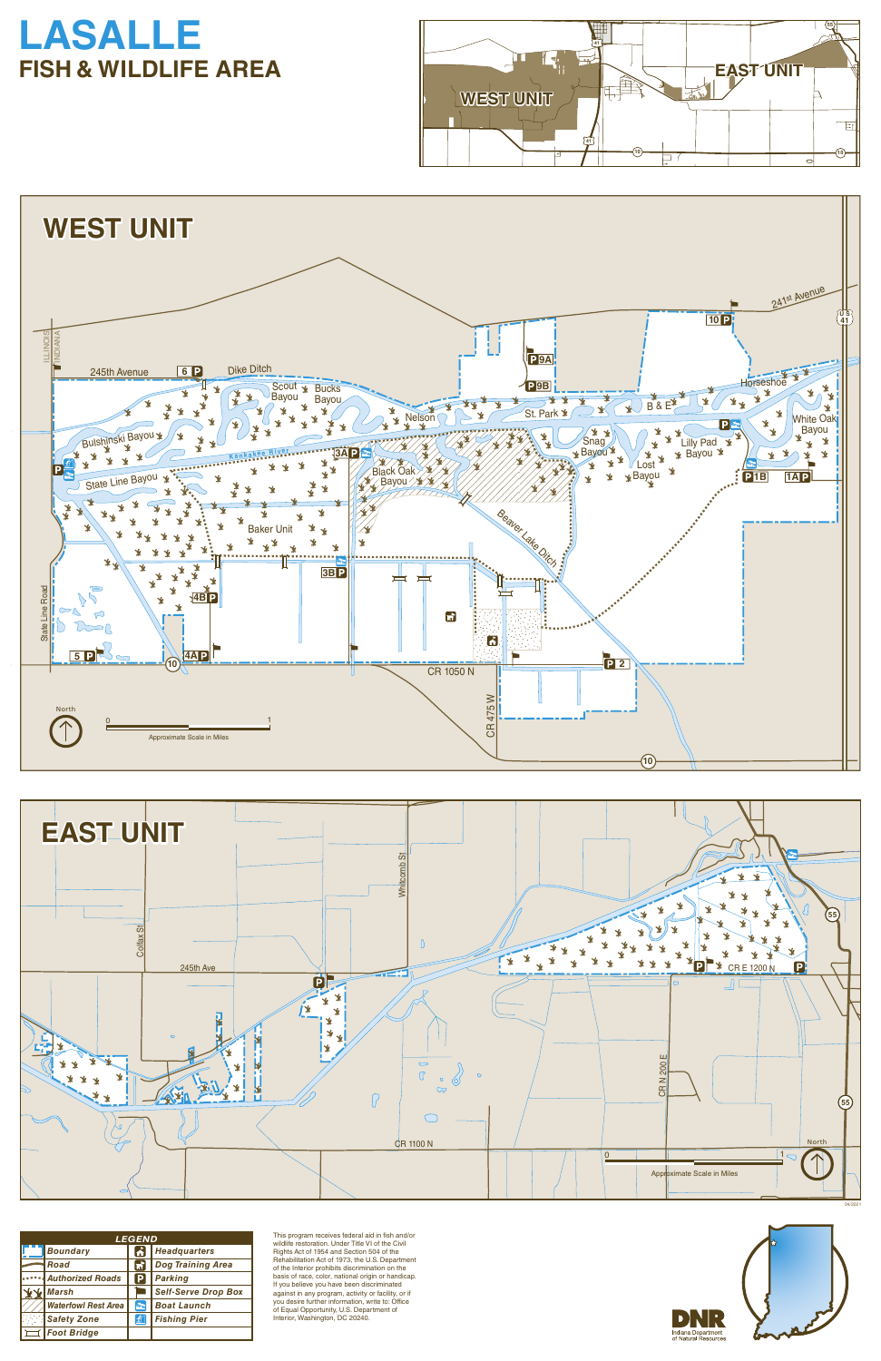# LASALLE

## FISH & WILDLIFE AREA

WEST UNIT

EAST UNIT

## WEST UNIT

241st Avenue

245th Avenue

Dike Ditch

Scout Bayou

Bucks Bayou

Nelson

St. Park

B & E

Horseshoe

White Oak Bayou

Bulshinski Bayou

Kankakee River

State Line Bayou

Black Oak Bayou

Snag Bayou

Lilly Pad Bayou

Lost Bayou

Baker Unit

Beaver Lake Ditch

State Line Road

CR 1050 N

CR 475 W

ILLINOIS | INDIANA

North

0 — 1

Approximate Scale in Miles

## EAST UNIT

Colfax St

Whitcomb St

245th Ave

CR E 1200 N

CR N 200 E

CR 1100 N

North

0 — 1

Approximate Scale in Miles

04/2021

| LEGEND | | | |
|---|---|---|---|
| | Boundary | | Headquarters |
| | Road | | Dog Training Area |
| | Authorized Roads | | Parking |
| | Marsh | | Self-Serve Drop Box |
| | Waterfowl Rest Area | | Boat Launch |
| | Safety Zone | | Fishing Pier |
| | Foot Bridge | | |

This program receives federal aid in fish and/or wildlife restoration. Under Title VI of the Civil Rights Act of 1964 and Section 504 of the Rehabilitation Act of 1973, the U.S. Department of the Interior prohibits discrimination on the basis of race, color, national origin or handicap. If you believe you have been discriminated against in any program, activity or facility, or if you desire further information, write to: Office of Equal Opportunity, U.S. Department of Interior, Washington, DC 20240.

DNR Indiana Department of Natural Resources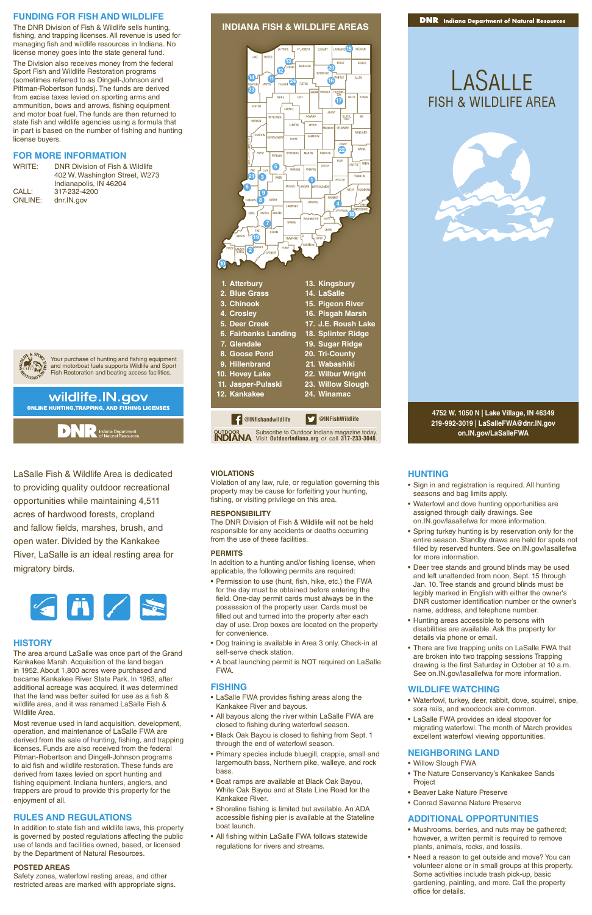## FUNDING FOR FISH AND WILDLIFE

The DNR Division of Fish & Wildlife sells hunting, fishing, and trapping licenses. All revenue is used for managing fish and wildlife resources in Indiana. No license money goes into the state general fund.

The Division also receives money from the federal Sport Fish and Wildlife Restoration programs (sometimes referred to as Dingell-Johnson and Pittman-Robertson funds). The funds are derived from excise taxes levied on sporting arms and ammunition, bows and arrows, fishing equipment and motor boat fuel. The funds are then returned to state fish and wildlife agencies using a formula that in part is based on the number of fishing and hunting license buyers.

## FOR MORE INFORMATION

WRITE: DNR Division of Fish & Wildlife
402 W. Washington Street, W273
Indianapolis, IN 46204

CALL: 317-232-4200

ONLINE: dnr.IN.gov

Your purchase of hunting and fishing equipment and motorboat fuels supports Wildlife and Sport Fish Restoration and boating access facilities.

**wildlife.IN.gov**
ONLINE HUNTING,TRAPPING, AND FISHING LICENSES

DNR Indiana Department of Natural Resources

## INDIANA FISH & WILDLIFE AREAS

1. Atterbury
2. Blue Grass
3. Chinook
4. Crosley
5. Deer Creek
6. Fairbanks Landing
7. Glendale
8. Goose Pond
9. Hillenbrand
10. Hovey Lake
11. Jasper-Pulaski
12. Kankakee
13. Kingsbury
14. LaSalle
15. Pigeon River
16. Pisgah Marsh
17. J.E. Roush Lake
18. Splinter Ridge
19. Sugar Ridge
20. Tri-County
21. Wabashiki
22. Wilbur Wright
23. Willow Slough
24. Winamac

@INfishandwildlife @INFishWildlife

OUTDOOR INDIANA Subscribe to Outdoor Indiana magazine today. Visit OutdoorIndiana.org or call 317-233-3046.

DNR Indiana Department of Natural Resources

# LASALLE
## FISH & WILDLIFE AREA

4752 W. 1050 N | Lake Village, IN 46349
219-992-3019 | LaSalleFWA@dnr.IN.gov
on.IN.gov/LaSalleFWA

LaSalle Fish & Wildlife Area is dedicated to providing quality outdoor recreational opportunities while maintaining 4,511 acres of hardwood forests, cropland and fallow fields, marshes, brush, and open water. Divided by the Kankakee River, LaSalle is an ideal resting area for migratory birds.

## HISTORY

The area around LaSalle was once part of the Grand Kankakee Marsh. Acquisition of the land began in 1952. About 1,800 acres were purchased and became Kankakee River State Park. In 1963, after additional acreage was acquired, it was determined that the land was better suited for use as a fish & wildlife area, and it was renamed LaSalle Fish & Wildlife Area.

Most revenue used in land acquisition, development, operation, and maintenance of LaSalle FWA are derived from the sale of hunting, fishing, and trapping licenses. Funds are also received from the federal Pitman-Robertson and Dingell-Johnson programs to aid fish and wildlife restoration. These funds are derived from taxes levied on sport hunting and fishing equipment. Indiana hunters, anglers, and trappers are proud to provide this property for the enjoyment of all.

## RULES AND REGULATIONS

In addition to state fish and wildlife laws, this property is governed by posted regulations affecting the public use of lands and facilities owned, based, or licensed by the Department of Natural Resources.

### POSTED AREAS

Safety zones, waterfowl resting areas, and other restricted areas are marked with appropriate signs.

### VIOLATIONS

Violation of any law, rule, or regulation governing this property may be cause for forfeiting your hunting, fishing, or visiting privilege on this area.

### RESPONSIBILITY

The DNR Division of Fish & Wildlife will not be held responsible for any accidents or deaths occurring from the use of these facilities.

### PERMITS

In addition to a hunting and/or fishing license, when applicable, the following permits are required:

- Permission to use (hunt, fish, hike, etc.) the FWA for the day must be obtained before entering the field. One-day permit cards must always be in the possession of the property user. Cards must be filled out and turned into the property after each day of use. Drop boxes are located on the property for convenience.
- Dog training is available in Area 3 only. Check-in at self-service check station.
- A boat launching permit is NOT required on LaSalle FWA.

## FISHING

- LaSalle FWA provides fishing areas along the Kankakee River and bayous.
- All bayous along the river within LaSalle FWA are closed to fishing during waterfowl season.
- Black Oak Bayou is closed to fishing from Sept. 1 through the end of waterfowl season.
- Primary species include bluegill, crappie, small and largemouth bass, Northern pike, walleye, and rock bass.
- Boat ramps are available at Black Oak Bayou, White Oak Bayou and at State Line Road for the Kankakee River.
- Shoreline fishing is limited but available. An ADA accessible fishing pier is available at the Stateline boat launch.
- All fishing within LaSalle FWA follows statewide regulations for rivers and streams.

## HUNTING

- Sign in and registration is required. All hunting seasons and bag limits apply.
- Waterfowl and dove hunting opportunities are assigned through daily drawings. See on.IN.gov/lasallefwa for more information.
- Spring turkey hunting is by reservation only for the entire season. Standby draws are held for spots not filled by reserved hunters. See on.IN.gov/lasallefwa for more information.
- Deer tree stands and ground blinds may be used and left unattended from noon, Sept. 15 through Jan. 10. Tree stands and ground blinds must be legibly marked in English with either the owner's DNR customer identification number or the owner's name, address, and telephone number.
- Hunting areas accessible to persons with disabilities are available. Ask the property for details via phone or email.
- There are five trapping units on LaSalle FWA that are broken into two trapping sessions Trapping drawing is the first Saturday in October at 10 a.m. See on.IN.gov/lasallefwa for more information.

## WILDLIFE WATCHING

- Waterfowl, turkey, deer, rabbit, dove, squirrel, snipe, sora rails, and woodcock are common.
- LaSalle FWA provides an ideal stopover for migrating waterfowl. The month of March provides excellent waterfowl viewing opportunities.

## NEIGHBORING LAND

- Willow Slough FWA
- The Nature Conservancy's Kankakee Sands Project
- Beaver Lake Nature Preserve
- Conrad Savanna Nature Preserve

## ADDITIONAL OPPORTUNITIES

- Mushrooms, berries, and nuts may be gathered; however, a written permit is required to remove plants, animals, rocks, and fossils.
- Need a reason to get outside and move? You can volunteer alone or in small groups at this property. Some activities include trash pick-up, basic gardening, painting, and more. Call the property office for details.